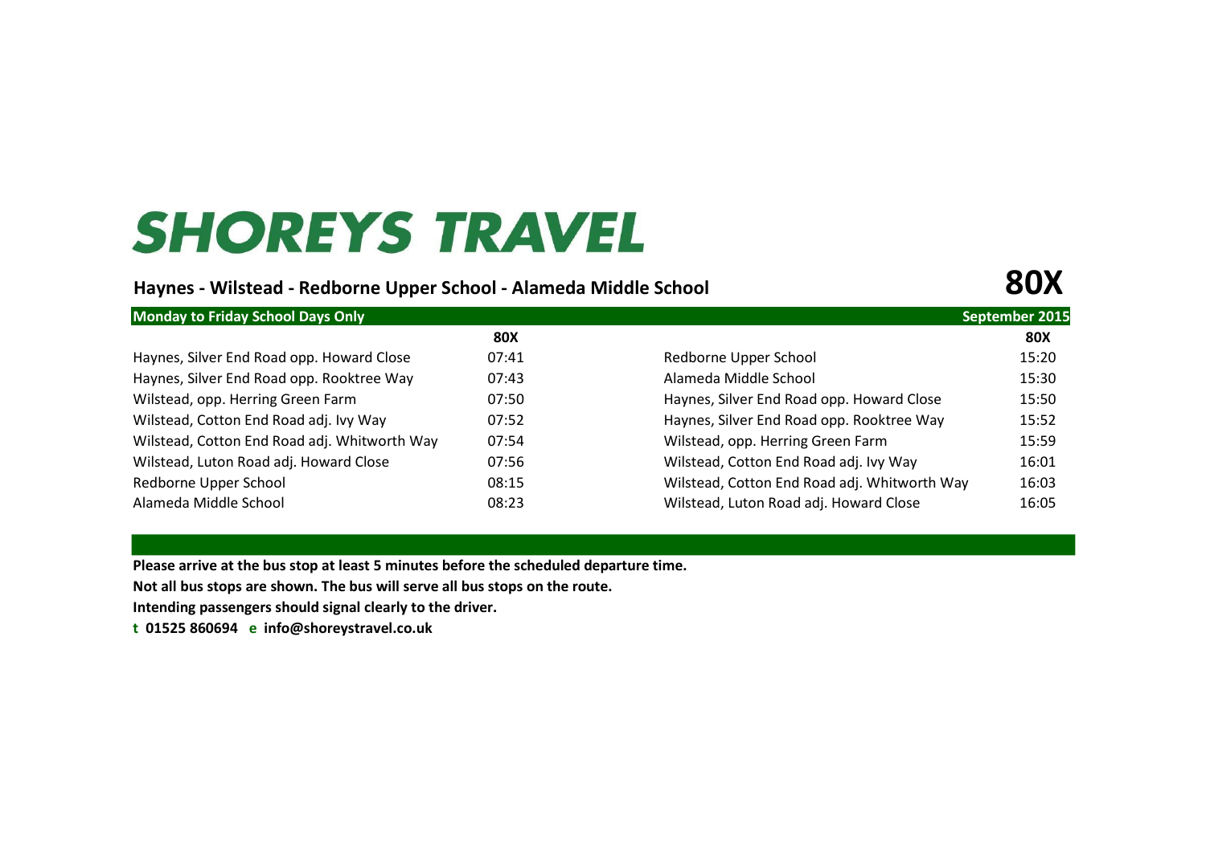# SHOREYS TRAVEL

## Haynes - Wilstead - Redborne Upper School - Alameda Middle School

# 80X

**Monday to Friday School Days Only** | **September 2015**

| | 80X |
|---|---|
| Haynes, Silver End Road opp. Howard Close | 07:41 |
| Haynes, Silver End Road opp. Rooktree Way | 07:43 |
| Wilstead, opp. Herring Green Farm | 07:50 |
| Wilstead, Cotton End Road adj. Ivy Way | 07:52 |
| Wilstead, Cotton End Road adj. Whitworth Way | 07:54 |
| Wilstead, Luton Road adj. Howard Close | 07:56 |
| Redborne Upper School | 08:15 |
| Alameda Middle School | 08:23 |

| | 80X |
|---|---|
| Redborne Upper School | 15:20 |
| Alameda Middle School | 15:30 |
| Haynes, Silver End Road opp. Howard Close | 15:50 |
| Haynes, Silver End Road opp. Rooktree Way | 15:52 |
| Wilstead, opp. Herring Green Farm | 15:59 |
| Wilstead, Cotton End Road adj. Ivy Way | 16:01 |
| Wilstead, Cotton End Road adj. Whitworth Way | 16:03 |
| Wilstead, Luton Road adj. Howard Close | 16:05 |

**Please arrive at the bus stop at least 5 minutes before the scheduled departure time.**

**Not all bus stops are shown. The bus will serve all bus stops on the route.**

**Intending passengers should signal clearly to the driver.**

**t 01525 860694 e info@shoreystravel.co.uk**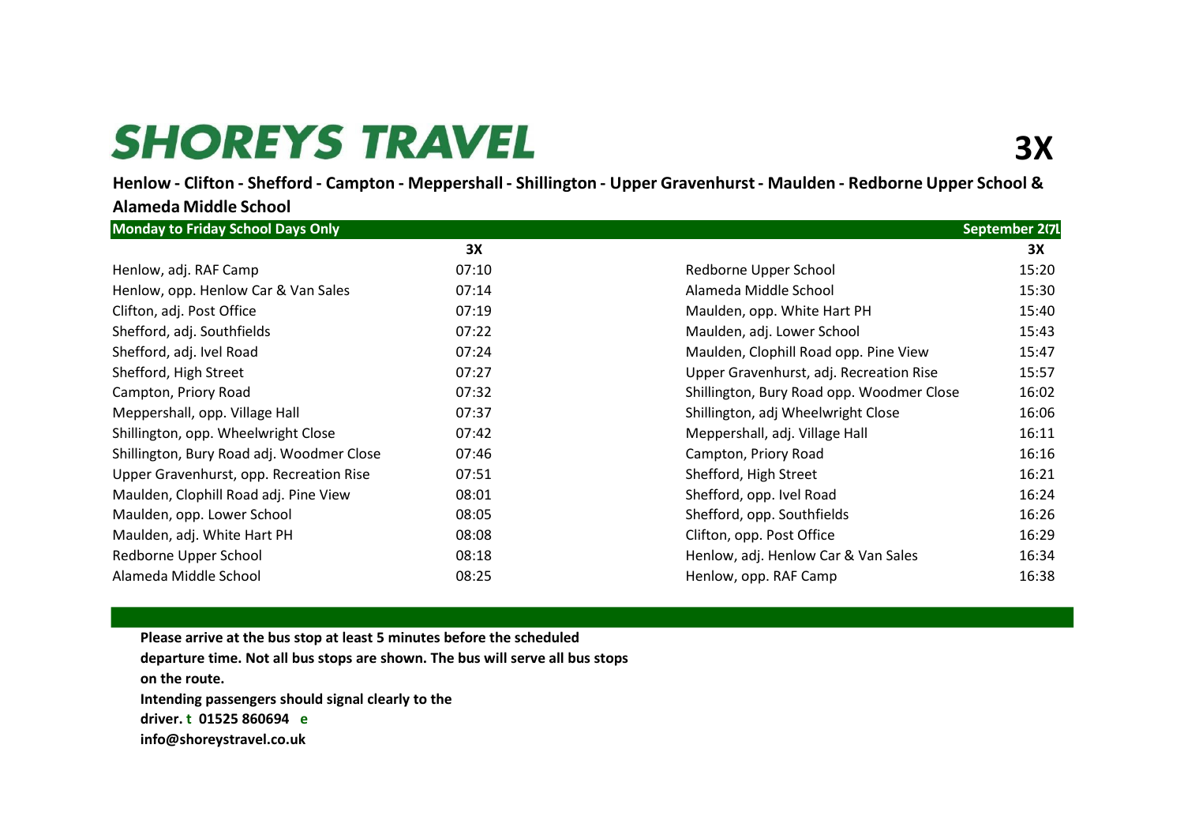# SHOREYS TRAVEL

# 3X

**Henlow - Clifton - Shefford - Campton - Meppershall - Shillington - Upper Gravenhurst - Maulden - Redborne Upper School & Alameda Middle School**

**Monday to Friday School Days Only** | **September 2(7L**

| | 3X |
|---|---|
| Henlow, adj. RAF Camp | 07:10 |
| Henlow, opp. Henlow Car & Van Sales | 07:14 |
| Clifton, adj. Post Office | 07:19 |
| Shefford, adj. Southfields | 07:22 |
| Shefford, adj. Ivel Road | 07:24 |
| Shefford, High Street | 07:27 |
| Campton, Priory Road | 07:32 |
| Meppershall, opp. Village Hall | 07:37 |
| Shillington, opp. Wheelwright Close | 07:42 |
| Shillington, Bury Road adj. Woodmer Close | 07:46 |
| Upper Gravenhurst, opp. Recreation Rise | 07:51 |
| Maulden, Clophill Road adj. Pine View | 08:01 |
| Maulden, opp. Lower School | 08:05 |
| Maulden, adj. White Hart PH | 08:08 |
| Redborne Upper School | 08:18 |
| Alameda Middle School | 08:25 |

| | 3X |
|---|---|
| Redborne Upper School | 15:20 |
| Alameda Middle School | 15:30 |
| Maulden, opp. White Hart PH | 15:40 |
| Maulden, adj. Lower School | 15:43 |
| Maulden, Clophill Road opp. Pine View | 15:47 |
| Upper Gravenhurst, adj. Recreation Rise | 15:57 |
| Shillington, Bury Road opp. Woodmer Close | 16:02 |
| Shillington, adj Wheelwright Close | 16:06 |
| Meppershall, adj. Village Hall | 16:11 |
| Campton, Priory Road | 16:16 |
| Shefford, High Street | 16:21 |
| Shefford, opp. Ivel Road | 16:24 |
| Shefford, opp. Southfields | 16:26 |
| Clifton, opp. Post Office | 16:29 |
| Henlow, adj. Henlow Car & Van Sales | 16:34 |
| Henlow, opp. RAF Camp | 16:38 |

**Please arrive at the bus stop at least 5 minutes before the scheduled departure time. Not all bus stops are shown. The bus will serve all bus stops on the route.**

**Intending passengers should signal clearly to the driver. t 01525 860694 e info@shoreystravel.co.uk**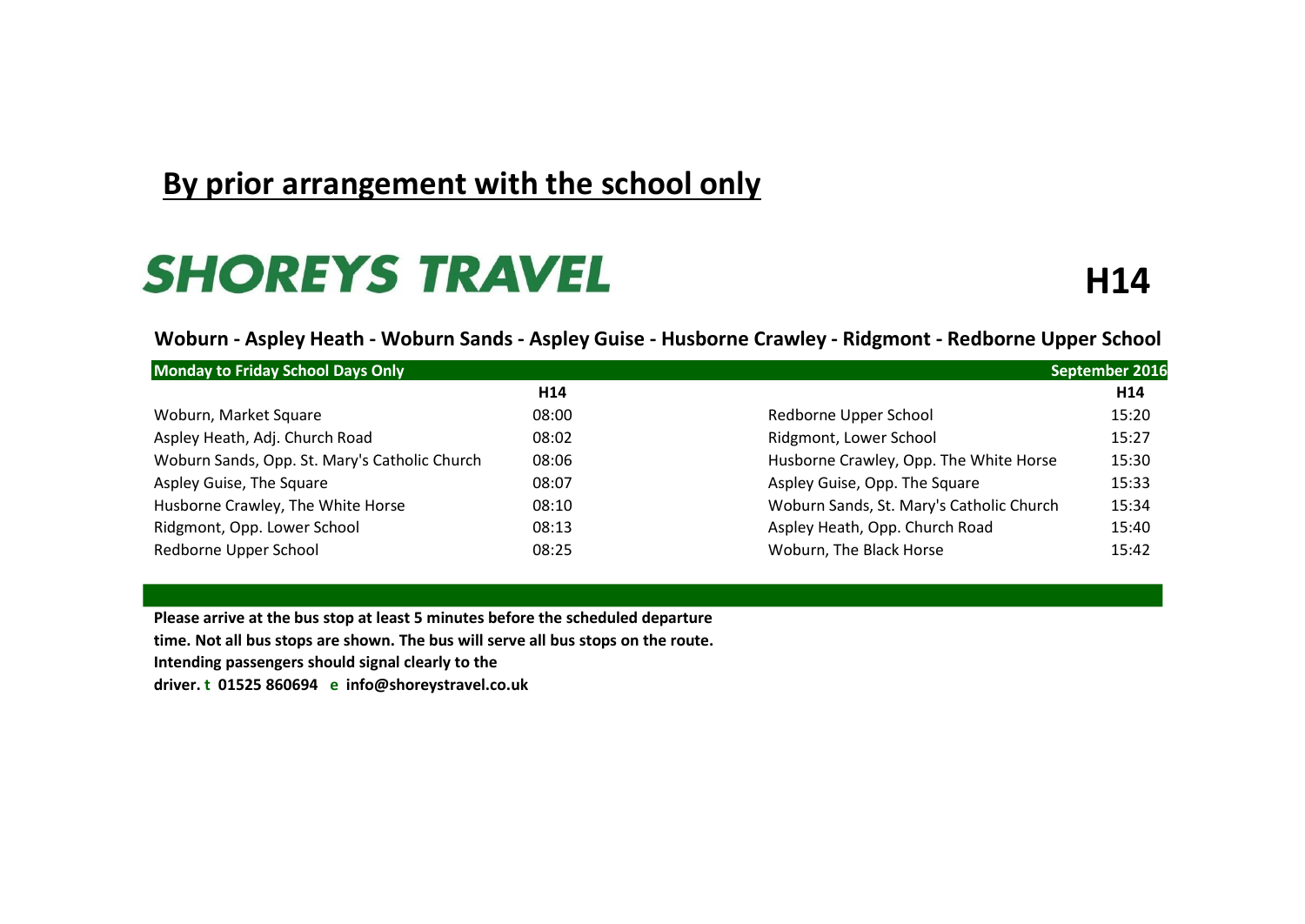**By prior arrangement with the school only**

# SHOREYS TRAVEL

## H14

### Woburn - Aspley Heath - Woburn Sands - Aspley Guise - Husborne Crawley - Ridgmont - Redborne Upper School

**Monday to Friday School Days Only** — **September 2016**

| | H14 | | H14 |
|---|---|---|---|
| Woburn, Market Square | 08:00 | Redborne Upper School | 15:20 |
| Aspley Heath, Adj. Church Road | 08:02 | Ridgmont, Lower School | 15:27 |
| Woburn Sands, Opp. St. Mary's Catholic Church | 08:06 | Husborne Crawley, Opp. The White Horse | 15:30 |
| Aspley Guise, The Square | 08:07 | Aspley Guise, Opp. The Square | 15:33 |
| Husborne Crawley, The White Horse | 08:10 | Woburn Sands, St. Mary's Catholic Church | 15:34 |
| Ridgmont, Opp. Lower School | 08:13 | Aspley Heath, Opp. Church Road | 15:40 |
| Redborne Upper School | 08:25 | Woburn, The Black Horse | 15:42 |

**Please arrive at the bus stop at least 5 minutes before the scheduled departure time. Not all bus stops are shown. The bus will serve all bus stops on the route. Intending passengers should signal clearly to the driver. t 01525 860694 e info@shoreystravel.co.uk**